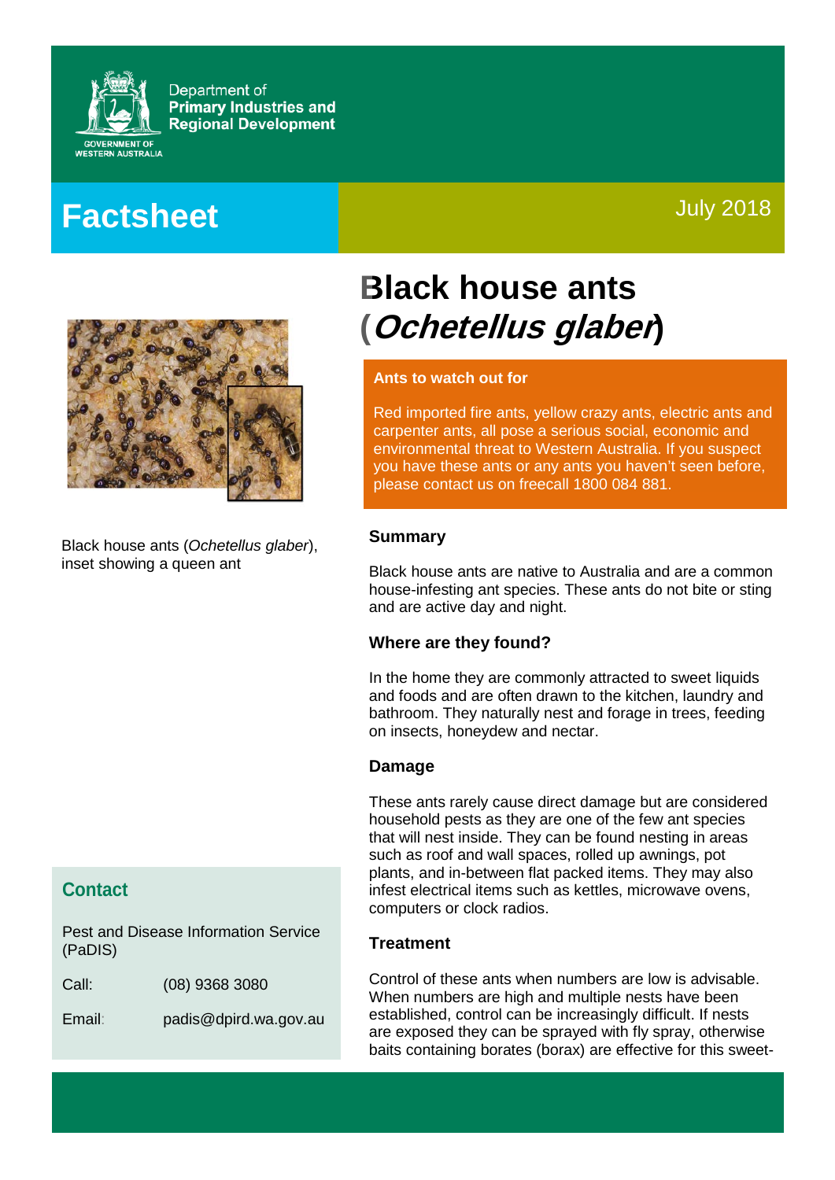Department of
**Primary Industries and Regional Development**

GOVERNMENT OF WESTERN AUSTRALIA

# Factsheet

July 2018

Black house ants (*Ochetellus glaber*), inset showing a queen ant

## Contact

Pest and Disease Information Service (PaDIS)

Call: (08) 9368 3080

Email: padis@dpird.wa.gov.au

# Black house ants (*Ochetellus glaber*)

**Ants to watch out for**

Red imported fire ants, yellow crazy ants, electric ants and carpenter ants, all pose a serious social, economic and environmental threat to Western Australia. If you suspect you have these ants or any ants you haven't seen before, please contact us on freecall 1800 084 881.

### Summary

Black house ants are native to Australia and are a common house-infesting ant species. These ants do not bite or sting and are active day and night.

### Where are they found?

In the home they are commonly attracted to sweet liquids and foods and are often drawn to the kitchen, laundry and bathroom. They naturally nest and forage in trees, feeding on insects, honeydew and nectar.

### Damage

These ants rarely cause direct damage but are considered household pests as they are one of the few ant species that will nest inside. They can be found nesting in areas such as roof and wall spaces, rolled up awnings, pot plants, and in-between flat packed items. They may also infest electrical items such as kettles, microwave ovens, computers or clock radios.

### Treatment

Control of these ants when numbers are low is advisable. When numbers are high and multiple nests have been established, control can be increasingly difficult. If nests are exposed they can be sprayed with fly spray, otherwise baits containing borates (borax) are effective for this sweet-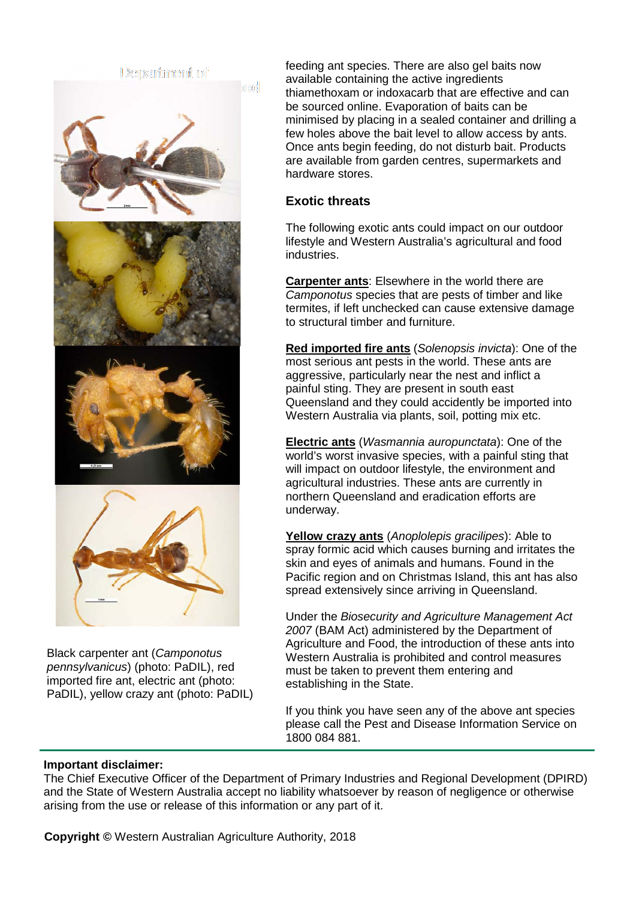Black carpenter ant (*Camponotus pennsylvanicus*) (photo: PaDIL), red imported fire ant, electric ant (photo: PaDIL), yellow crazy ant (photo: PaDIL)

feeding ant species. There are also gel baits now available containing the active ingredients thiamethoxam or indoxacarb that are effective and can be sourced online. Evaporation of baits can be minimised by placing in a sealed container and drilling a few holes above the bait level to allow access by ants. Once ants begin feeding, do not disturb bait. Products are available from garden centres, supermarkets and hardware stores.

### Exotic threats

The following exotic ants could impact on our outdoor lifestyle and Western Australia's agricultural and food industries.

**Carpenter ants**: Elsewhere in the world there are *Camponotus* species that are pests of timber and like termites, if left unchecked can cause extensive damage to structural timber and furniture.

**Red imported fire ants** (*Solenopsis invicta*): One of the most serious ant pests in the world. These ants are aggressive, particularly near the nest and inflict a painful sting. They are present in south east Queensland and they could accidently be imported into Western Australia via plants, soil, potting mix etc.

**Electric ants** (*Wasmannia auropunctata*): One of the world's worst invasive species, with a painful sting that will impact on outdoor lifestyle, the environment and agricultural industries. These ants are currently in northern Queensland and eradication efforts are underway.

**Yellow crazy ants** (*Anoplolepis gracilipes*): Able to spray formic acid which causes burning and irritates the skin and eyes of animals and humans. Found in the Pacific region and on Christmas Island, this ant has also spread extensively since arriving in Queensland.

Under the *Biosecurity and Agriculture Management Act 2007* (BAM Act) administered by the Department of Agriculture and Food, the introduction of these ants into Western Australia is prohibited and control measures must be taken to prevent them entering and establishing in the State.

If you think you have seen any of the above ant species please call the Pest and Disease Information Service on 1800 084 881.

---

**Important disclaimer:**

The Chief Executive Officer of the Department of Primary Industries and Regional Development (DPIRD) and the State of Western Australia accept no liability whatsoever by reason of negligence or otherwise arising from the use or release of this information or any part of it.

**Copyright ©** Western Australian Agriculture Authority, 2018